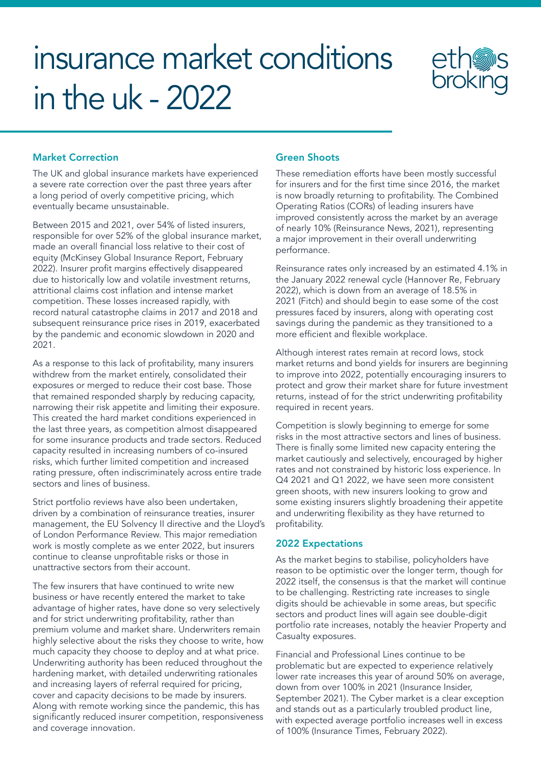# insurance market conditions in the uk - 2022

ethos broking

## Market Correction

The UK and global insurance markets have experienced a severe rate correction over the past three years after a long period of overly competitive pricing, which eventually became unsustainable.

Between 2015 and 2021, over 54% of listed insurers, responsible for over 52% of the global insurance market, made an overall financial loss relative to their cost of equity (McKinsey Global Insurance Report, February 2022). Insurer profit margins effectively disappeared due to historically low and volatile investment returns, attritional claims cost inflation and intense market competition. These losses increased rapidly, with record natural catastrophe claims in 2017 and 2018 and subsequent reinsurance price rises in 2019, exacerbated by the pandemic and economic slowdown in 2020 and 2021.

As a response to this lack of profitability, many insurers withdrew from the market entirely, consolidated their exposures or merged to reduce their cost base. Those that remained responded sharply by reducing capacity, narrowing their risk appetite and limiting their exposure. This created the hard market conditions experienced in the last three years, as competition almost disappeared for some insurance products and trade sectors. Reduced capacity resulted in increasing numbers of co-insured risks, which further limited competition and increased rating pressure, often indiscriminately across entire trade sectors and lines of business.

Strict portfolio reviews have also been undertaken, driven by a combination of reinsurance treaties, insurer management, the EU Solvency II directive and the Lloyd's of London Performance Review. This major remediation work is mostly complete as we enter 2022, but insurers continue to cleanse unprofitable risks or those in unattractive sectors from their account.

The few insurers that have continued to write new business or have recently entered the market to take advantage of higher rates, have done so very selectively and for strict underwriting profitability, rather than premium volume and market share. Underwriters remain highly selective about the risks they choose to write, how much capacity they choose to deploy and at what price. Underwriting authority has been reduced throughout the hardening market, with detailed underwriting rationales and increasing layers of referral required for pricing, cover and capacity decisions to be made by insurers. Along with remote working since the pandemic, this has significantly reduced insurer competition, responsiveness and coverage innovation.

## Green Shoots

These remediation efforts have been mostly successful for insurers and for the first time since 2016, the market is now broadly returning to profitability. The Combined Operating Ratios (CORs) of leading insurers have improved consistently across the market by an average of nearly 10% (Reinsurance News, 2021), representing a major improvement in their overall underwriting performance.

Reinsurance rates only increased by an estimated 4.1% in the January 2022 renewal cycle (Hannover Re, February 2022), which is down from an average of 18.5% in 2021 (Fitch) and should begin to ease some of the cost pressures faced by insurers, along with operating cost savings during the pandemic as they transitioned to a more efficient and flexible workplace.

Although interest rates remain at record lows, stock market returns and bond yields for insurers are beginning to improve into 2022, potentially encouraging insurers to protect and grow their market share for future investment returns, instead of for the strict underwriting profitability required in recent years.

Competition is slowly beginning to emerge for some risks in the most attractive sectors and lines of business. There is finally some limited new capacity entering the market cautiously and selectively, encouraged by higher rates and not constrained by historic loss experience. In Q4 2021 and Q1 2022, we have seen more consistent green shoots, with new insurers looking to grow and some existing insurers slightly broadening their appetite and underwriting flexibility as they have returned to profitability.

## 2022 Expectations

As the market begins to stabilise, policyholders have reason to be optimistic over the longer term, though for 2022 itself, the consensus is that the market will continue to be challenging. Restricting rate increases to single digits should be achievable in some areas, but specific sectors and product lines will again see double-digit portfolio rate increases, notably the heavier Property and Casualty exposures.

Financial and Professional Lines continue to be problematic but are expected to experience relatively lower rate increases this year of around 50% on average, down from over 100% in 2021 (Insurance Insider, September 2021). The Cyber market is a clear exception and stands out as a particularly troubled product line, with expected average portfolio increases well in excess of 100% (Insurance Times, February 2022).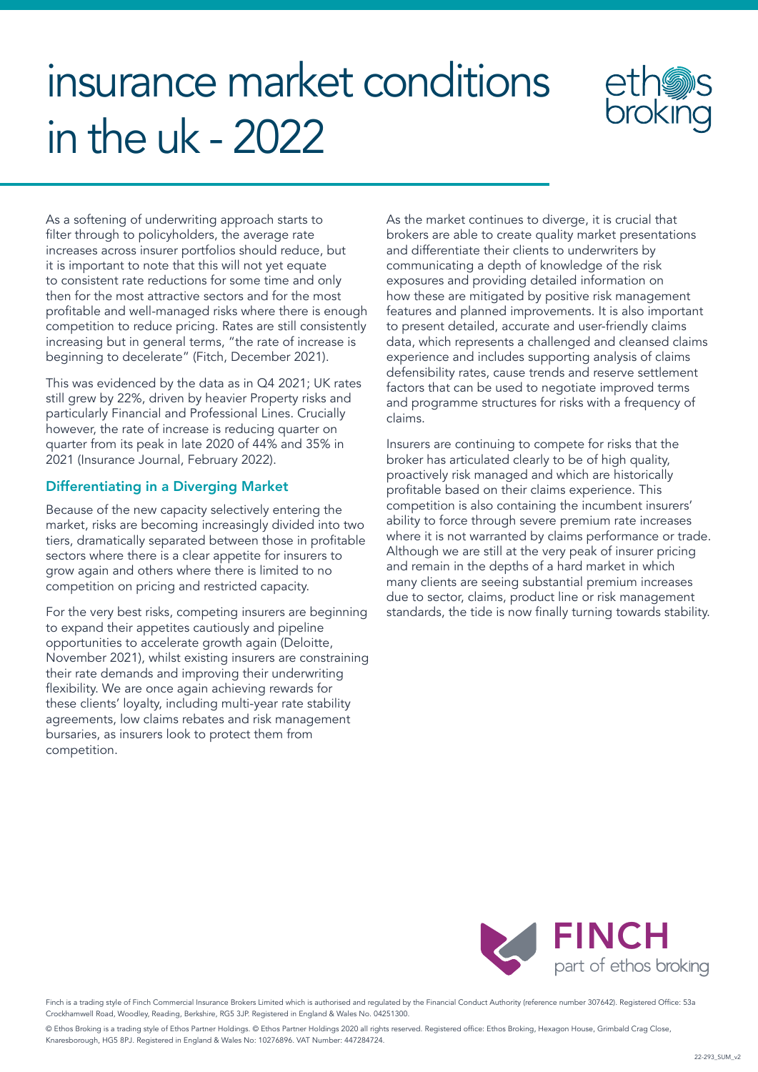# insurance market conditions in the uk - 2022

As a softening of underwriting approach starts to filter through to policyholders, the average rate increases across insurer portfolios should reduce, but it is important to note that this will not yet equate to consistent rate reductions for some time and only then for the most attractive sectors and for the most profitable and well-managed risks where there is enough competition to reduce pricing. Rates are still consistently increasing but in general terms, "the rate of increase is beginning to decelerate" (Fitch, December 2021).

This was evidenced by the data as in Q4 2021; UK rates still grew by 22%, driven by heavier Property risks and particularly Financial and Professional Lines. Crucially however, the rate of increase is reducing quarter on quarter from its peak in late 2020 of 44% and 35% in 2021 (Insurance Journal, February 2022).

## Differentiating in a Diverging Market

Because of the new capacity selectively entering the market, risks are becoming increasingly divided into two tiers, dramatically separated between those in profitable sectors where there is a clear appetite for insurers to grow again and others where there is limited to no competition on pricing and restricted capacity.

For the very best risks, competing insurers are beginning to expand their appetites cautiously and pipeline opportunities to accelerate growth again (Deloitte, November 2021), whilst existing insurers are constraining their rate demands and improving their underwriting flexibility. We are once again achieving rewards for these clients' loyalty, including multi-year rate stability agreements, low claims rebates and risk management bursaries, as insurers look to protect them from competition.

As the market continues to diverge, it is crucial that brokers are able to create quality market presentations and differentiate their clients to underwriters by communicating a depth of knowledge of the risk exposures and providing detailed information on how these are mitigated by positive risk management features and planned improvements. It is also important to present detailed, accurate and user-friendly claims data, which represents a challenged and cleansed claims experience and includes supporting analysis of claims defensibility rates, cause trends and reserve settlement factors that can be used to negotiate improved terms and programme structures for risks with a frequency of claims.

Insurers are continuing to compete for risks that the broker has articulated clearly to be of high quality, proactively risk managed and which are historically profitable based on their claims experience. This competition is also containing the incumbent insurers' ability to force through severe premium rate increases where it is not warranted by claims performance or trade. Although we are still at the very peak of insurer pricing and remain in the depths of a hard market in which many clients are seeing substantial premium increases due to sector, claims, product line or risk management standards, the tide is now finally turning towards stability.

Finch is a trading style of Finch Commercial Insurance Brokers Limited which is authorised and regulated by the Financial Conduct Authority (reference number 307642). Registered Office: 53a Crockhamwell Road, Woodley, Reading, Berkshire, RG5 3JP. Registered in England & Wales No. 04251300.

© Ethos Broking is a trading style of Ethos Partner Holdings. © Ethos Partner Holdings 2020 all rights reserved. Registered office: Ethos Broking, Hexagon House, Grimbald Crag Close, Knaresborough, HG5 8PJ. Registered in England & Wales No: 10276896. VAT Number: 447284724.

22-293_SUM_v2